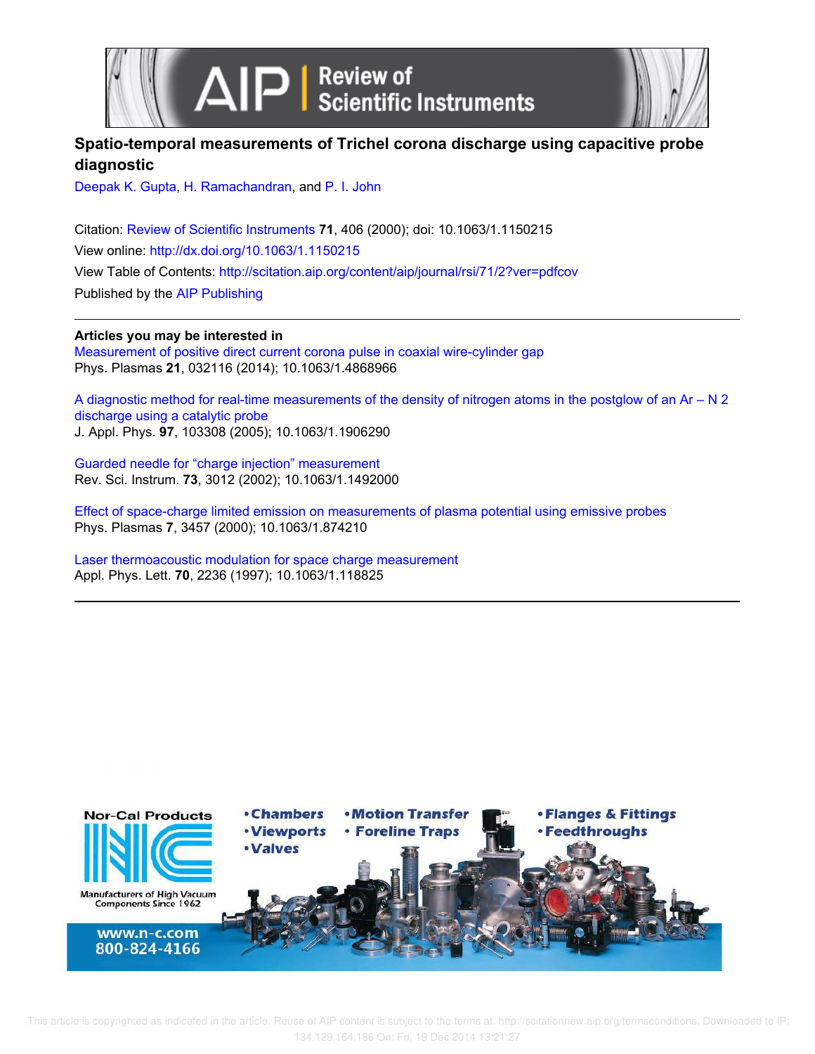# Spatio-temporal measurements of Trichel corona discharge using capacitive probe diagnostic

Deepak K. Gupta, H. Ramachandran, and P. I. John

Citation: Review of Scientific Instruments **71**, 406 (2000); doi: 10.1063/1.1150215

View online: http://dx.doi.org/10.1063/1.1150215

View Table of Contents: http://scitation.aip.org/content/aip/journal/rsi/71/2?ver=pdfcov

Published by the AIP Publishing

---

**Articles you may be interested in**

Measurement of positive direct current corona pulse in coaxial wire-cylinder gap
Phys. Plasmas **21**, 032116 (2014); 10.1063/1.4868966

A diagnostic method for real-time measurements of the density of nitrogen atoms in the postglow of an Ar – N 2 discharge using a catalytic probe
J. Appl. Phys. **97**, 103308 (2005); 10.1063/1.1906290

Guarded needle for "charge injection" measurement
Rev. Sci. Instrum. **73**, 3012 (2002); 10.1063/1.1492000

Effect of space-charge limited emission on measurements of plasma potential using emissive probes
Phys. Plasmas **7**, 3457 (2000); 10.1063/1.874210

Laser thermoacoustic modulation for space charge measurement
Appl. Phys. Lett. **70**, 2236 (1997); 10.1063/1.118825

---

Nor-Cal Products

Manufacturers of High Vacuum Components Since 1962

www.n-c.com
800-824-4166

- Chambers
- Viewports
- Valves
- Motion Transfer
- Foreline Traps
- Flanges & Fittings
- Feedthroughs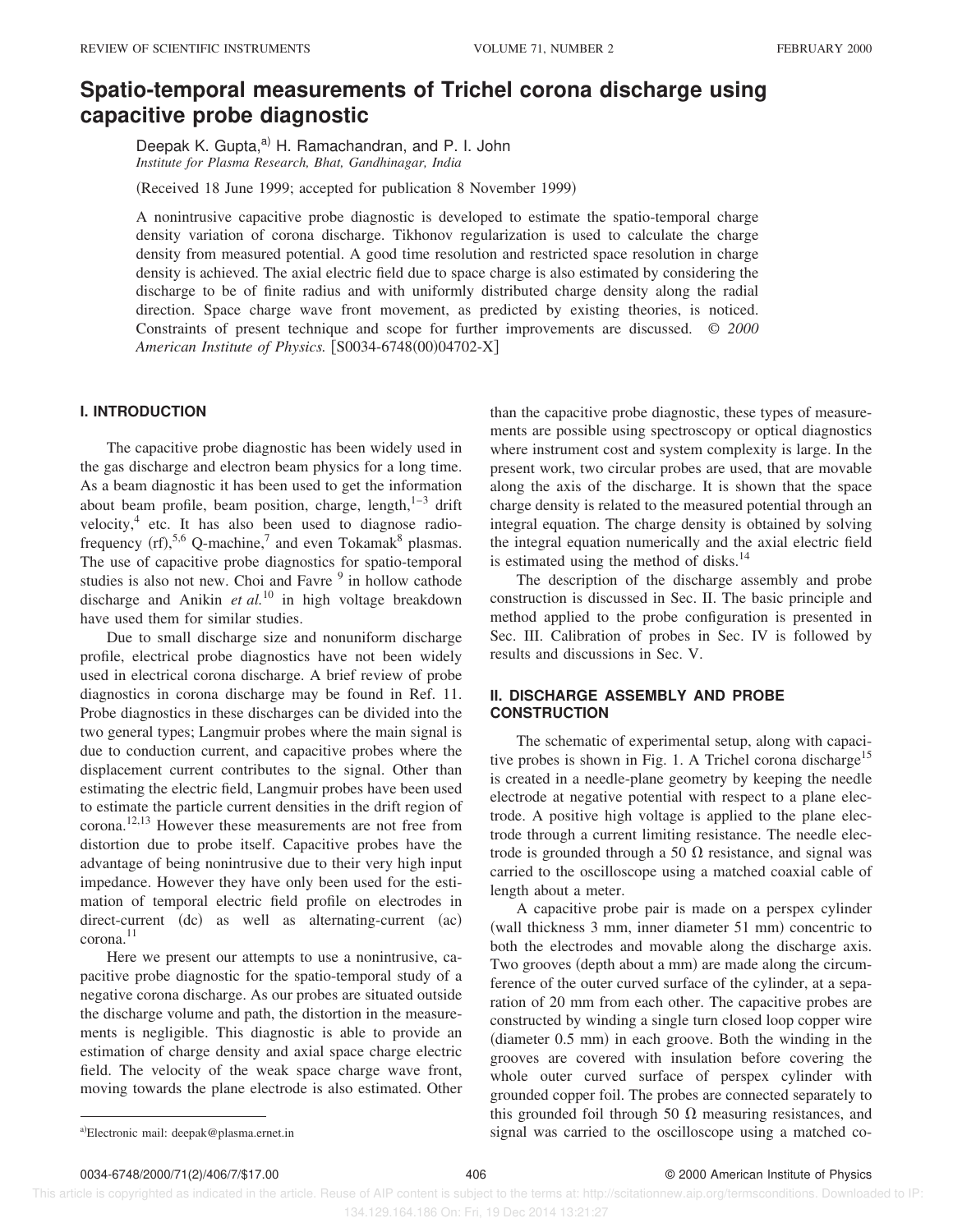# Spatio-temporal measurements of Trichel corona discharge using capacitive probe diagnostic

Deepak K. Gupta,[a] H. Ramachandran, and P. I. John

*Institute for Plasma Research, Bhat, Gandhinagar, India*

(Received 18 June 1999; accepted for publication 8 November 1999)

A nonintrusive capacitive probe diagnostic is developed to estimate the spatio-temporal charge density variation of corona discharge. Tikhonov regularization is used to calculate the charge density from measured potential. A good time resolution and restricted space resolution in charge density is achieved. The axial electric field due to space charge is also estimated by considering the discharge to be of finite radius and with uniformly distributed charge density along the radial direction. Space charge wave front movement, as predicted by existing theories, is noticed. Constraints of present technique and scope for further improvements are discussed. © *2000 American Institute of Physics.* [S0034-6748(00)04702-X]

## I. INTRODUCTION

The capacitive probe diagnostic has been widely used in the gas discharge and electron beam physics for a long time. As a beam diagnostic it has been used to get the information about beam profile, beam position, charge, length,[1–3] drift velocity,[4] etc. It has also been used to diagnose radio-frequency (rf),[5,6] Q-machine,[7] and even Tokamak[8] plasmas. The use of capacitive probe diagnostics for spatio-temporal studies is also not new. Choi and Favre [9] in hollow cathode discharge and Anikin *et al.*[10] in high voltage breakdown have used them for similar studies.

Due to small discharge size and nonuniform discharge profile, electrical probe diagnostics have not been widely used in electrical corona discharge. A brief review of probe diagnostics in corona discharge may be found in Ref. 11. Probe diagnostics in these discharges can be divided into the two general types; Langmuir probes where the main signal is due to conduction current, and capacitive probes where the displacement current contributes to the signal. Other than estimating the electric field, Langmuir probes have been used to estimate the particle current densities in the drift region of corona.[12,13] However these measurements are not free from distortion due to probe itself. Capacitive probes have the advantage of being nonintrusive due to their very high input impedance. However they have only been used for the estimation of temporal electric field profile on electrodes in direct-current (dc) as well as alternating-current (ac) corona.[11]

Here we present our attempts to use a nonintrusive, capacitive probe diagnostic for the spatio-temporal study of a negative corona discharge. As our probes are situated outside the discharge volume and path, the distortion in the measurements is negligible. This diagnostic is able to provide an estimation of charge density and axial space charge electric field. The velocity of the weak space charge wave front, moving towards the plane electrode is also estimated. Other than the capacitive probe diagnostic, these types of measurements are possible using spectroscopy or optical diagnostics where instrument cost and system complexity is large. In the present work, two circular probes are used, that are movable along the axis of the discharge. It is shown that the space charge density is related to the measured potential through an integral equation. The charge density is obtained by solving the integral equation numerically and the axial electric field is estimated using the method of disks.[14]

The description of the discharge assembly and probe construction is discussed in Sec. II. The basic principle and method applied to the probe configuration is presented in Sec. III. Calibration of probes in Sec. IV is followed by results and discussions in Sec. V.

## II. DISCHARGE ASSEMBLY AND PROBE CONSTRUCTION

The schematic of experimental setup, along with capacitive probes is shown in Fig. 1. A Trichel corona discharge[15] is created in a needle-plane geometry by keeping the needle electrode at negative potential with respect to a plane electrode. A positive high voltage is applied to the plane electrode through a current limiting resistance. The needle electrode is grounded through a 50 Ω resistance, and signal was carried to the oscilloscope using a matched coaxial cable of length about a meter.

A capacitive probe pair is made on a perspex cylinder (wall thickness 3 mm, inner diameter 51 mm) concentric to both the electrodes and movable along the discharge axis. Two grooves (depth about a mm) are made along the circumference of the outer curved surface of the cylinder, at a separation of 20 mm from each other. The capacitive probes are constructed by winding a single turn closed loop copper wire (diameter 0.5 mm) in each groove. Both the winding in the grooves are covered with insulation before covering the whole outer curved surface of perspex cylinder with grounded copper foil. The probes are connected separately to this grounded foil through 50 Ω measuring resistances, and signal was carried to the oscilloscope using a matched co-

[a]Electronic mail: deepak@plasma.ernet.in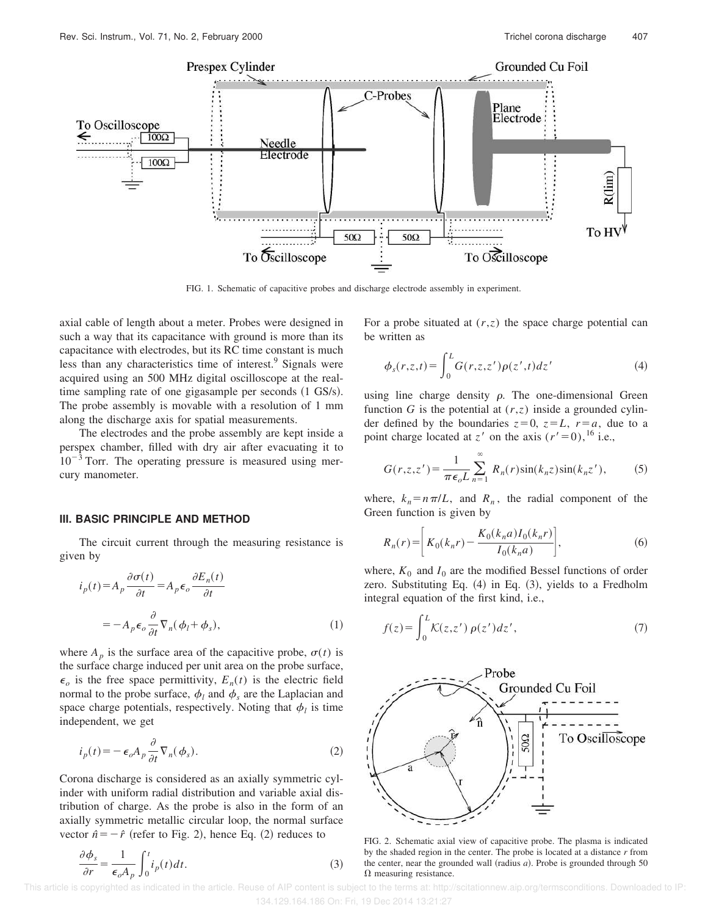FIG. 1. Schematic of capacitive probes and discharge electrode assembly in experiment.

axial cable of length about a meter. Probes were designed in such a way that its capacitance with ground is more than its capacitance with electrodes, but its RC time constant is much less than any characteristics time of interest.[9] Signals were acquired using an 500 MHz digital oscilloscope at the real-time sampling rate of one gigasample per seconds (1 GS/s). The probe assembly is movable with a resolution of 1 mm along the discharge axis for spatial measurements.

The electrodes and the probe assembly are kept inside a perspex chamber, filled with dry air after evacuating it to $10^{-3}$ Torr. The operating pressure is measured using mercury manometer.

## III. BASIC PRINCIPLE AND METHOD

The circuit current through the measuring resistance is given by

$$i_p(t) = A_p \frac{\partial \sigma(t)}{\partial t} = A_p \epsilon_o \frac{\partial E_n(t)}{\partial t} = -A_p \epsilon_o \frac{\partial}{\partial t} \nabla_n (\phi_l + \phi_s), \tag{1}$$

where $A_p$ is the surface area of the capacitive probe, $\sigma(t)$ is the surface charge induced per unit area on the probe surface, $\epsilon_o$ is the free space permittivity, $E_n(t)$ is the electric field normal to the probe surface, $\phi_l$ and $\phi_s$ are the Laplacian and space charge potentials, respectively. Noting that $\phi_l$ is time independent, we get

$$i_p(t) = -\epsilon_o A_p \frac{\partial}{\partial t} \nabla_n (\phi_s). \tag{2}$$

Corona discharge is considered as an axially symmetric cylinder with uniform radial distribution and variable axial distribution of charge. As the probe is also in the form of an axially symmetric metallic circular loop, the normal surface vector $\hat{n} = -\hat{r}$ (refer to Fig. 2), hence Eq. (2) reduces to

$$\frac{\partial \phi_s}{\partial r} = \frac{1}{\epsilon_o A_p} \int_0^t i_p(t) dt. \tag{3}$$

For a probe situated at $(r,z)$ the space charge potential can be written as

$$\phi_s(r,z,t) = \int_0^L G(r,z,z') \rho(z',t) dz' \tag{4}$$

using line charge density $\rho$. The one-dimensional Green function $G$ is the potential at $(r,z)$ inside a grounded cylinder defined by the boundaries $z=0$, $z=L$, $r=a$, due to a point charge located at $z'$ on the axis $(r'=0)$,[16] i.e.,

$$G(r,z,z') = \frac{1}{\pi \epsilon_o L} \sum_{n=1}^{\infty} R_n(r) \sin(k_n z) \sin(k_n z'), \tag{5}$$

where, $k_n = n\pi/L$, and $R_n$, the radial component of the Green function is given by

$$R_n(r) = \left[ K_0(k_n r) - \frac{K_0(k_n a) I_0(k_n r)}{I_0(k_n a)} \right], \tag{6}$$

where, $K_0$ and $I_0$ are the modified Bessel functions of order zero. Substituting Eq. (4) in Eq. (3), yields to a Fredholm integral equation of the first kind, i.e.,

$$f(z) = \int_0^L \mathcal{K}(z,z') \, \rho(z') dz', \tag{7}$$

FIG. 2. Schematic axial view of capacitive probe. The plasma is indicated by the shaded region in the center. The probe is located at a distance $r$ from the center, near the grounded wall (radius $a$). Probe is grounded through 50 $\Omega$ measuring resistance.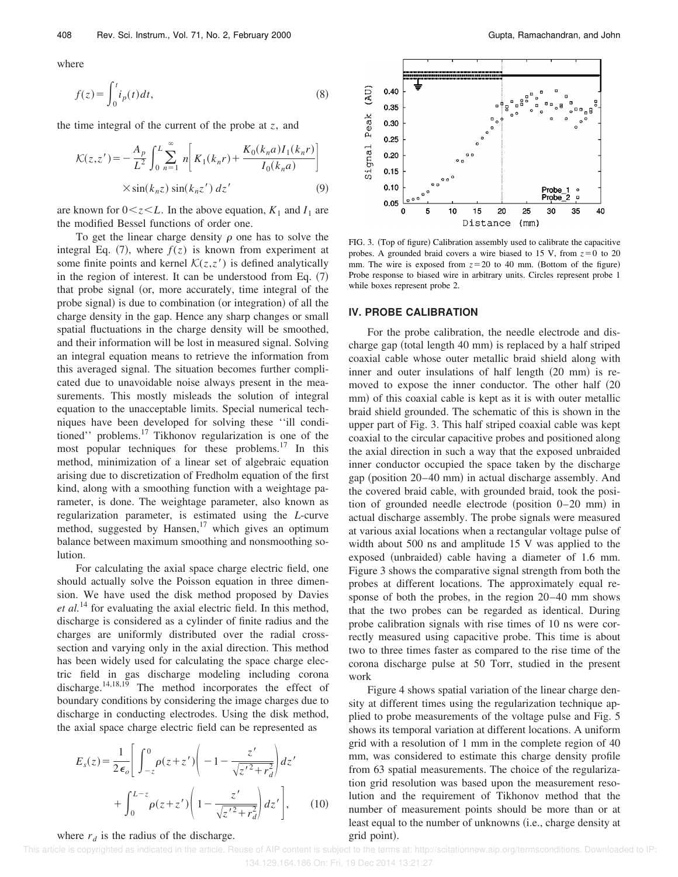where

$$f(z)=\int_0^t i_p(t)dt, \tag{8}$$

the time integral of the current of the probe at $z$, and

$$\mathcal{K}(z,z')=-\frac{A_p}{L^2}\int_0^L\sum_{n=1}^{\infty} n\left[K_1(k_n r)+\frac{K_0(k_n a)I_1(k_n r)}{I_0(k_n a)}\right]\times\sin(k_n z)\sin(k_n z')\,dz' \tag{9}$$

are known for $0<z<L$. In the above equation, $K_1$ and $I_1$ are the modified Bessel functions of order one.

To get the linear charge density $\rho$ one has to solve the integral Eq. (7), where $f(z)$ is known from experiment at some finite points and kernel $\mathcal{K}(z,z')$ is defined analytically in the region of interest. It can be understood from Eq. (7) that probe signal (or, more accurately, time integral of the probe signal) is due to combination (or integration) of all the charge density in the gap. Hence any sharp changes or small spatial fluctuations in the charge density will be smoothed, and their information will be lost in measured signal. Solving an integral equation means to retrieve the information from this averaged signal. The situation becomes further complicated due to unavoidable noise always present in the measurements. This mostly misleads the solution of integral equation to the unacceptable limits. Special numerical techniques have been developed for solving these "ill conditioned" problems.[17] Tikhonov regularization is one of the most popular techniques for these problems.[17] In this method, minimization of a linear set of algebraic equation arising due to discretization of Fredholm equation of the first kind, along with a smoothing function with a weightage parameter, is done. The weightage parameter, also known as regularization parameter, is estimated using the *L*-curve method, suggested by Hansen,[17] which gives an optimum balance between maximum smoothing and nonsmoothing solution.

For calculating the axial space charge electric field, one should actually solve the Poisson equation in three dimension. We have used the disk method proposed by Davies *et al.*[14] for evaluating the axial electric field. In this method, discharge is considered as a cylinder of finite radius and the charges are uniformly distributed over the radial cross-section and varying only in the axial direction. This method has been widely used for calculating the space charge electric field in gas discharge modeling including corona discharge.[14,18,19] The method incorporates the effect of boundary conditions by considering the image charges due to discharge in conducting electrodes. Using the disk method, the axial space charge electric field can be represented as

$$E_s(z)=\frac{1}{2\epsilon_o}\left[\int_{-z}^{0}\rho(z+z')\left(-1-\frac{z'}{\sqrt{z'^2+r_d^2}}\right)dz'+\int_0^{L-z}\rho(z+z')\left(1-\frac{z'}{\sqrt{z'^2+r_d^2}}\right)dz'\right], \tag{10}$$

where $r_d$ is the radius of the discharge.

FIG. 3. (Top of figure) Calibration assembly used to calibrate the capacitive probes. A grounded braid covers a wire biased to 15 V, from $z=0$ to 20 mm. The wire is exposed from $z=20$ to 40 mm. (Bottom of the figure) Probe response to biased wire in arbitrary units. Circles represent probe 1 while boxes represent probe 2.

## IV. PROBE CALIBRATION

For the probe calibration, the needle electrode and discharge gap (total length 40 mm) is replaced by a half striped coaxial cable whose outer metallic braid shield along with inner and outer insulations of half length (20 mm) is removed to expose the inner conductor. The other half (20 mm) of this coaxial cable is kept as it is with outer metallic braid shield grounded. The schematic of this is shown in the upper part of Fig. 3. This half striped coaxial cable was kept coaxial to the circular capacitive probes and positioned along the axial direction in such a way that the exposed unbraided inner conductor occupied the space taken by the discharge gap (position 20–40 mm) in actual discharge assembly. And the covered braid cable, with grounded braid, took the position of grounded needle electrode (position 0–20 mm) in actual discharge assembly. The probe signals were measured at various axial locations when a rectangular voltage pulse of width about 500 ns and amplitude 15 V was applied to the exposed (unbraided) cable having a diameter of 1.6 mm. Figure 3 shows the comparative signal strength from both the probes at different locations. The approximately equal response of both the probes, in the region 20–40 mm shows that the two probes can be regarded as identical. During probe calibration signals with rise times of 10 ns were correctly measured using capacitive probe. This time is about two to three times faster as compared to the rise time of the corona discharge pulse at 50 Torr, studied in the present work

Figure 4 shows spatial variation of the linear charge density at different times using the regularization technique applied to probe measurements of the voltage pulse and Fig. 5 shows its temporal variation at different locations. A uniform grid with a resolution of 1 mm in the complete region of 40 mm, was considered to estimate this charge density profile from 63 spatial measurements. The choice of the regularization grid resolution was based upon the measurement resolution and the requirement of Tikhonov method that the number of measurement points should be more than or at least equal to the number of unknowns (i.e., charge density at grid point).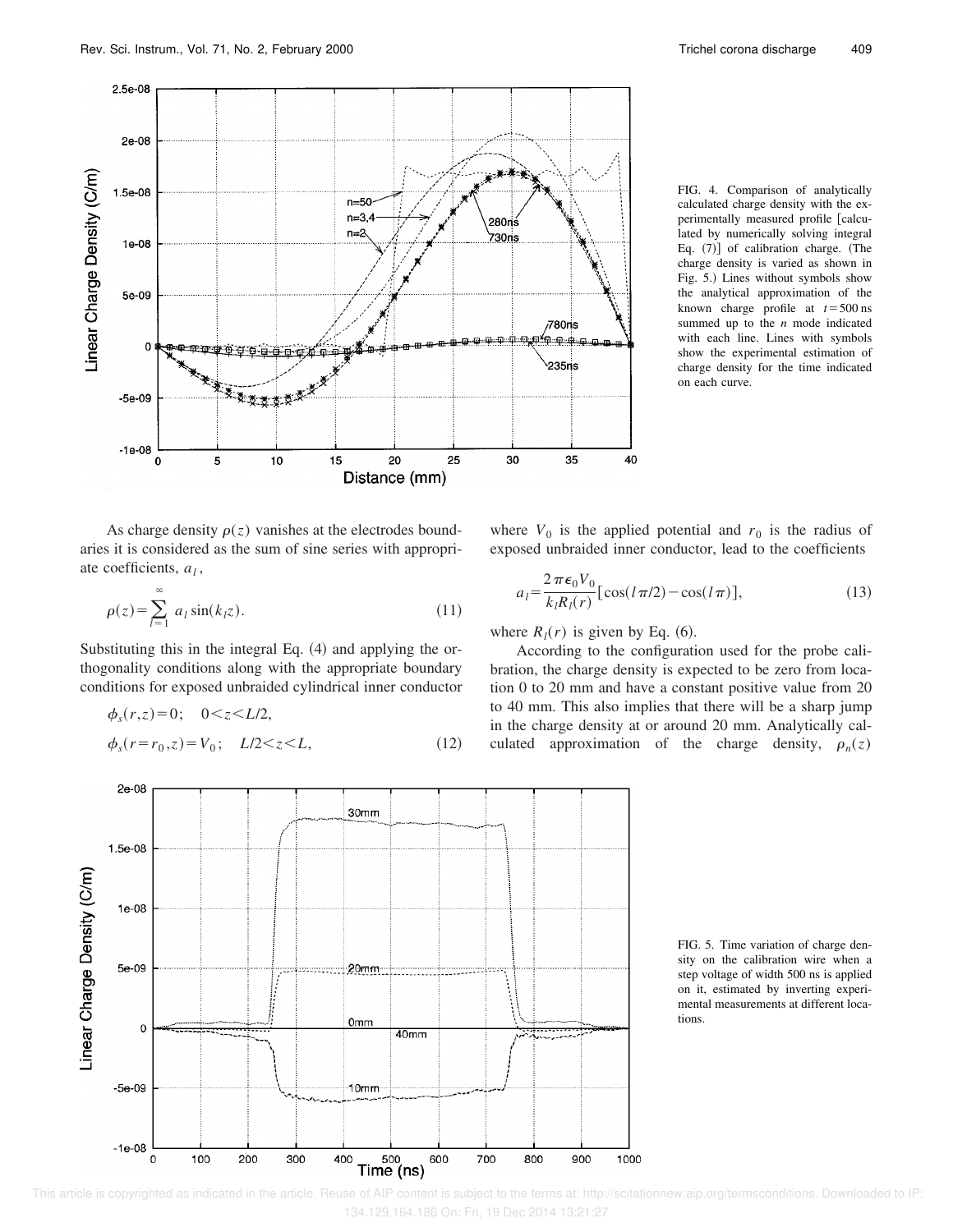FIG. 4. Comparison of analytically calculated charge density with the experimentally measured profile [calculated by numerically solving integral Eq. (7)] of calibration charge. (The charge density is varied as shown in Fig. 5.) Lines without symbols show the analytical approximation of the known charge profile at $t = 500$ ns summed up to the $n$ mode indicated with each line. Lines with symbols show the experimental estimation of charge density for the time indicated on each curve.

As charge density $\rho(z)$ vanishes at the electrodes boundaries it is considered as the sum of sine series with appropriate coefficients, $a_l$,

$$\rho(z) = \sum_{l=1}^{\infty} a_l \sin(k_l z). \tag{11}$$

Substituting this in the integral Eq. (4) and applying the orthogonality conditions along with the appropriate boundary conditions for exposed unbraided cylindrical inner conductor

$$\begin{aligned} &\phi_s(r,z) = 0; \quad 0 < z < L/2, \\ &\phi_s(r = r_0, z) = V_0; \quad L/2 < z < L, \end{aligned} \tag{12}$$

where $V_0$ is the applied potential and $r_0$ is the radius of exposed unbraided inner conductor, lead to the coefficients

$$a_l = \frac{2\pi\epsilon_0 V_0}{k_l R_l(r)} [\cos(l\pi/2) - \cos(l\pi)], \tag{13}$$

where $R_l(r)$ is given by Eq. (6).

According to the configuration used for the probe calibration, the charge density is expected to be zero from location 0 to 20 mm and have a constant positive value from 20 to 40 mm. This also implies that there will be a sharp jump in the charge density at or around 20 mm. Analytically calculated approximation of the charge density, $\rho_n(z)$

FIG. 5. Time variation of charge density on the calibration wire when a step voltage of width 500 ns is applied on it, estimated by inverting experimental measurements at different locations.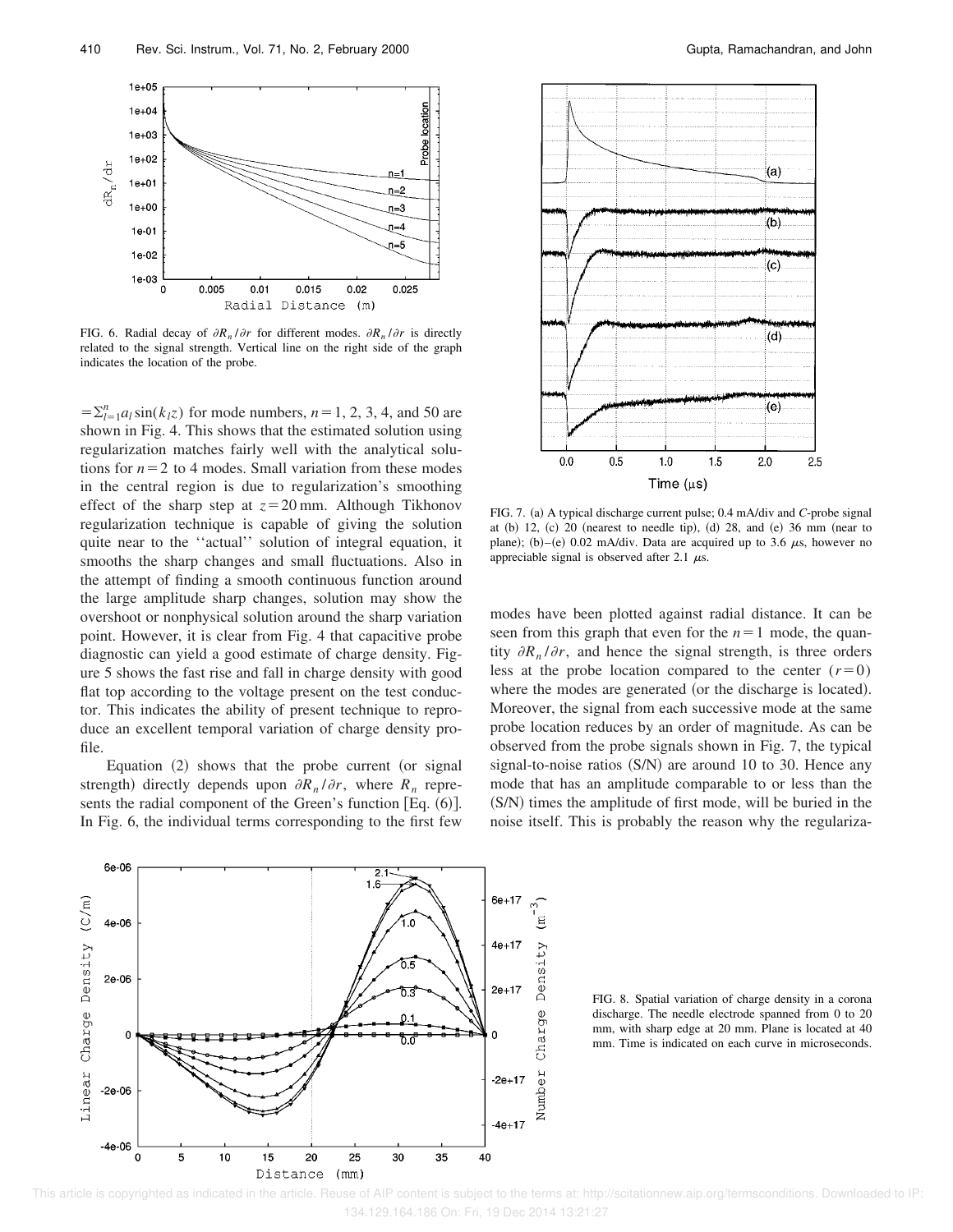FIG. 6. Radial decay of $\partial R_n/\partial r$ for different modes. $\partial R_n/\partial r$ is directly related to the signal strength. Vertical line on the right side of the graph indicates the location of the probe.

$=\sum_{l=1}^{n} a_l \sin(k_l z)$ for mode numbers, $n=1$, 2, 3, 4, and 50 are shown in Fig. 4. This shows that the estimated solution using regularization matches fairly well with the analytical solutions for $n=2$ to 4 modes. Small variation from these modes in the central region is due to regularization's smoothing effect of the sharp step at $z=20$ mm. Although Tikhonov regularization technique is capable of giving the solution quite near to the ''actual'' solution of integral equation, it smooths the sharp changes and small fluctuations. Also in the attempt of finding a smooth continuous function around the large amplitude sharp changes, solution may show the overshoot or nonphysical solution around the sharp variation point. However, it is clear from Fig. 4 that capacitive probe diagnostic can yield a good estimate of charge density. Figure 5 shows the fast rise and fall in charge density with good flat top according to the voltage present on the test conductor. This indicates the ability of present technique to reproduce an excellent temporal variation of charge density profile.

Equation (2) shows that the probe current (or signal strength) directly depends upon $\partial R_n/\partial r$, where $R_n$ represents the radial component of the Green's function [Eq. (6)]. In Fig. 6, the individual terms corresponding to the first few modes have been plotted against radial distance. It can be seen from this graph that even for the $n=1$ mode, the quantity $\partial R_n/\partial r$, and hence the signal strength, is three orders less at the probe location compared to the center $(r=0)$ where the modes are generated (or the discharge is located). Moreover, the signal from each successive mode at the same probe location reduces by an order of magnitude. As can be observed from the probe signals shown in Fig. 7, the typical signal-to-noise ratios (S/N) are around 10 to 30. Hence any mode that has an amplitude comparable to or less than the (S/N) times the amplitude of first mode, will be buried in the noise itself. This is probably the reason why the regulariza-

FIG. 7. (a) A typical discharge current pulse; 0.4 mA/div and C-probe signal at (b) 12, (c) 20 (nearest to needle tip), (d) 28, and (e) 36 mm (near to plane); (b)–(e) 0.02 mA/div. Data are acquired up to 3.6 μs, however no appreciable signal is observed after 2.1 μs.

FIG. 8. Spatial variation of charge density in a corona discharge. The needle electrode spanned from 0 to 20 mm, with sharp edge at 20 mm. Plane is located at 40 mm. Time is indicated on each curve in microseconds.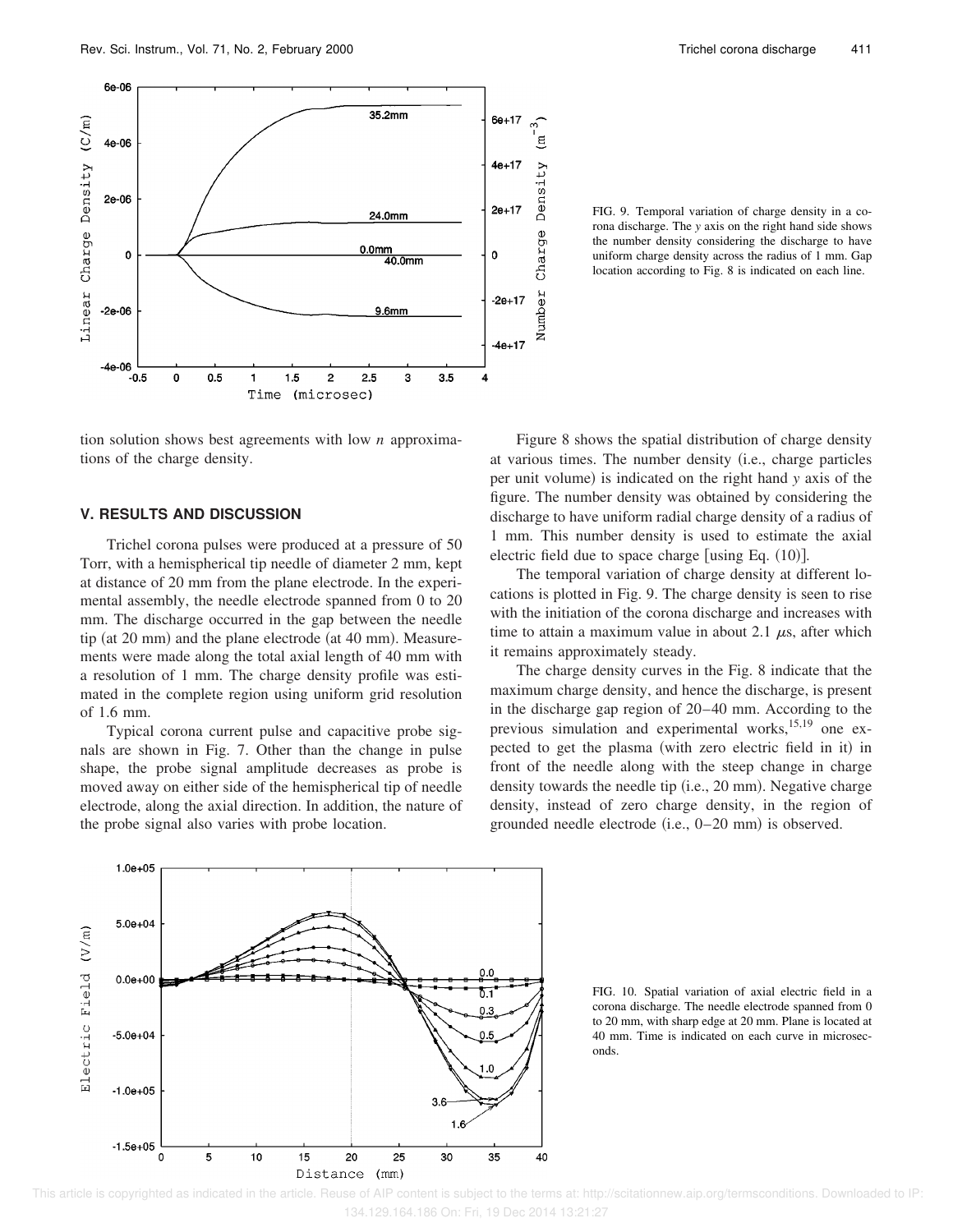FIG. 9. Temporal variation of charge density in a corona discharge. The $y$ axis on the right hand side shows the number density considering the discharge to have uniform charge density across the radius of 1 mm. Gap location according to Fig. 8 is indicated on each line.

tion solution shows best agreements with low $n$ approximations of the charge density.

## V. RESULTS AND DISCUSSION

Trichel corona pulses were produced at a pressure of 50 Torr, with a hemispherical tip needle of diameter 2 mm, kept at distance of 20 mm from the plane electrode. In the experimental assembly, the needle electrode spanned from 0 to 20 mm. The discharge occurred in the gap between the needle tip (at 20 mm) and the plane electrode (at 40 mm). Measurements were made along the total axial length of 40 mm with a resolution of 1 mm. The charge density profile was estimated in the complete region using uniform grid resolution of 1.6 mm.

Typical corona current pulse and capacitive probe signals are shown in Fig. 7. Other than the change in pulse shape, the probe signal amplitude decreases as probe is moved away on either side of the hemispherical tip of needle electrode, along the axial direction. In addition, the nature of the probe signal also varies with probe location.

Figure 8 shows the spatial distribution of charge density at various times. The number density (i.e., charge particles per unit volume) is indicated on the right hand $y$ axis of the figure. The number density was obtained by considering the discharge to have uniform radial charge density of a radius of 1 mm. This number density is used to estimate the axial electric field due to space charge [using Eq. (10)].

The temporal variation of charge density at different locations is plotted in Fig. 9. The charge density is seen to rise with the initiation of the corona discharge and increases with time to attain a maximum value in about 2.1 $\mu$s, after which it remains approximately steady.

The charge density curves in the Fig. 8 indicate that the maximum charge density, and hence the discharge, is present in the discharge gap region of 20–40 mm. According to the previous simulation and experimental works,[15,19] one expected to get the plasma (with zero electric field in it) in front of the needle along with the steep change in charge density towards the needle tip (i.e., 20 mm). Negative charge density, instead of zero charge density, in the region of grounded needle electrode (i.e., 0–20 mm) is observed.

FIG. 10. Spatial variation of axial electric field in a corona discharge. The needle electrode spanned from 0 to 20 mm, with sharp edge at 20 mm. Plane is located at 40 mm. Time is indicated on each curve in microseconds.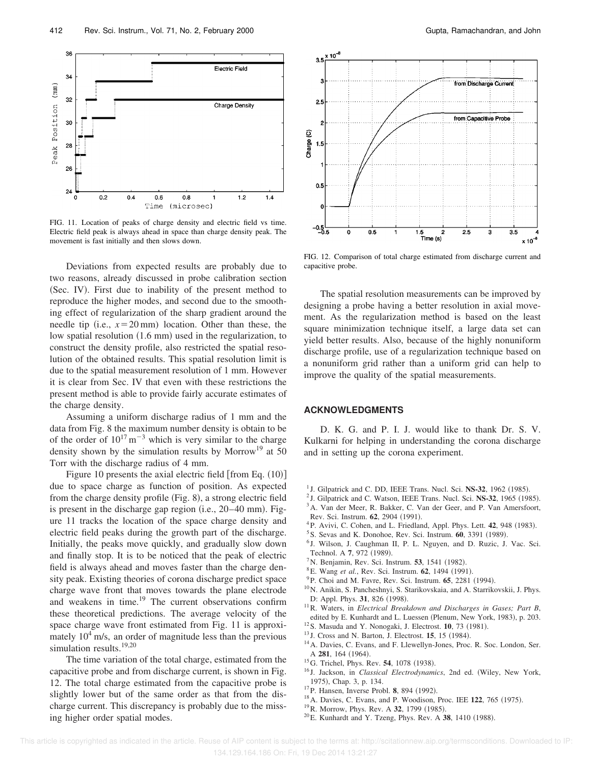Peak Position (mm)

36
34
32
30
28
26
24

Electric Field

Charge Density

0 0.2 0.4 0.6 0.8 1 1.2 1.4

Time (microsec)

FIG. 11. Location of peaks of charge density and electric field vs time. Electric field peak is always ahead in space than charge density peak. The movement is fast initially and then slows down.

Deviations from expected results are probably due to two reasons, already discussed in probe calibration section (Sec. IV). First due to inability of the present method to reproduce the higher modes, and second due to the smoothing effect of regularization of the sharp gradient around the needle tip (i.e., $x=20$ mm) location. Other than these, the low spatial resolution (1.6 mm) used in the regularization, to construct the density profile, also restricted the spatial resolution of the obtained results. This spatial resolution limit is due to the spatial measurement resolution of 1 mm. However it is clear from Sec. IV that even with these restrictions the present method is able to provide fairly accurate estimates of the charge density.

Assuming a uniform discharge radius of 1 mm and the data from Fig. 8 the maximum number density is obtain to be of the order of $10^{17}\,\mathrm{m}^{-3}$ which is very similar to the charge density shown by the simulation results by Morrow[19] at 50 Torr with the discharge radius of 4 mm.

Figure 10 presents the axial electric field [from Eq. (10)] due to space charge as function of position. As expected from the charge density profile (Fig. 8), a strong electric field is present in the discharge gap region (i.e., 20–40 mm). Figure 11 tracks the location of the space charge density and electric field peaks during the growth part of the discharge. Initially, the peaks move quickly, and gradually slow down and finally stop. It is to be noticed that the peak of electric field is always ahead and moves faster than the charge density peak. Existing theories of corona discharge predict space charge wave front that moves towards the plane electrode and weakens in time.[19] The current observations confirm these theoretical predictions. The average velocity of the space charge wave front estimated from Fig. 11 is approximately $10^4$ m/s, an order of magnitude less than the previous simulation results.[19,20]

The time variation of the total charge, estimated from the capacitive probe and from discharge current, is shown in Fig. 12. The total charge estimated from the capacitive probe is slightly lower but of the same order as that from the discharge current. This discrepancy is probably due to the missing higher order spatial modes.

x 10$^{-8}$

Charge (C)

3.5
3
2.5
2
1.5
1
0.5
0
−0.5

from Discharge Current

from Capacitive Probe

−0.5 0 0.5 1 1.5 2 2.5 3 3.5 4

Time (s)

x 10$^{-6}$

FIG. 12. Comparison of total charge estimated from discharge current and capacitive probe.

The spatial resolution measurements can be improved by designing a probe having a better resolution in axial movement. As the regularization method is based on the least square minimization technique itself, a large data set can yield better results. Also, because of the highly nonuniform discharge profile, use of a regularization technique based on a nonuniform grid rather than a uniform grid can help to improve the quality of the spatial measurements.

## ACKNOWLEDGMENTS

D. K. G. and P. I. J. would like to thank Dr. S. V. Kulkarni for helping in understanding the corona discharge and in setting up the corona experiment.

[1] J. Gilpatrick and C. DD, IEEE Trans. Nucl. Sci. **NS-32**, 1962 (1985).
[2] J. Gilpatrick and C. Watson, IEEE Trans. Nucl. Sci. **NS-32**, 1965 (1985).
[3] A. Van der Meer, R. Bakker, C. Van der Geer, and P. Van Amersfoort, Rev. Sci. Instrum. **62**, 2904 (1991).
[4] P. Avivi, C. Cohen, and L. Friedland, Appl. Phys. Lett. **42**, 948 (1983).
[5] S. Sevas and K. Donohoe, Rev. Sci. Instrum. **60**, 3391 (1989).
[6] J. Wilson, J. Caughman II, P. L. Nguyen, and D. Ruzic, J. Vac. Sci. Technol. A **7**, 972 (1989).
[7] N. Benjamin, Rev. Sci. Instrum. **53**, 1541 (1982).
[8] E. Wang *et al.*, Rev. Sci. Instrum. **62**, 1494 (1991).
[9] P. Choi and M. Favre, Rev. Sci. Instrum. **65**, 2281 (1994).
[10] N. Anikin, S. Pancheshnyi, S. Starikovskaia, and A. Starrikovskii, J. Phys. D: Appl. Phys. **31**, 826 (1998).
[11] R. Waters, in *Electrical Breakdown and Discharges in Gases; Part B*, edited by E. Kunhardt and L. Luessen (Plenum, New York, 1983), p. 203.
[12] S. Masuda and Y. Nonogaki, J. Electrost. **10**, 73 (1981).
[13] J. Cross and N. Barton, J. Electrost. **15**, 15 (1984).
[14] A. Davies, C. Evans, and F. Llewellyn-Jones, Proc. R. Soc. London, Ser. A **281**, 164 (1964).
[15] G. Trichel, Phys. Rev. **54**, 1078 (1938).
[16] J. Jackson, in *Classical Electrodynamics*, 2nd ed. (Wiley, New York, 1975), Chap. 3, p. 134.
[17] P. Hansen, Inverse Probl. **8**, 894 (1992).
[18] A. Davies, C. Evans, and P. Woodison, Proc. IEE **122**, 765 (1975).
[19] R. Morrow, Phys. Rev. A **32**, 1799 (1985).
[20] E. Kunhardt and Y. Tzeng, Phys. Rev. A **38**, 1410 (1988).